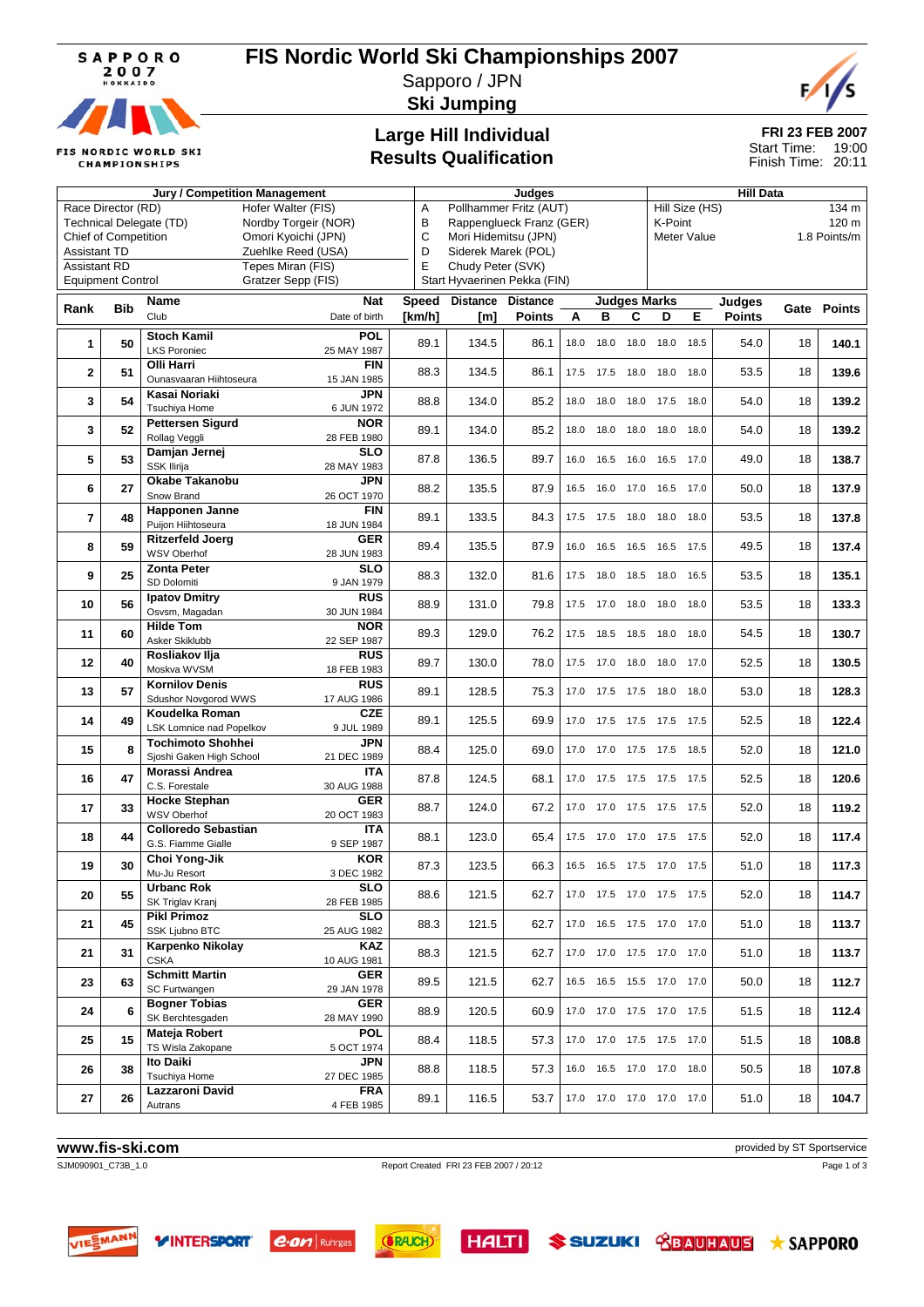# FIS Nordic World Ski Championships 2007

Sapporo / JPN

**Ski Jumping**

## Large Hill Individual
## Results Qualification

**FRI 23 FEB 2007**
Start Time: 19:00
Finish Time: 20:11

| Jury / Competition Management | | Judges | | Hill Data | |
|---|---|---|---|---|---|
| Race Director (RD) | Hofer Walter (FIS) | A | Pollhammer Fritz (AUT) | Hill Size (HS) | 134 m |
| Technical Delegate (TD) | Nordby Torgeir (NOR) | B | Rappengl​ueck Franz (GER) | K-Point | 120 m |
| Chief of Competition | Omori Kyoichi (JPN) | C | Mori Hidemitsu (JPN) | Meter Value | 1.8 Points/m |
| Assistant TD | Zuehlke Reed (USA) | D | Siderek Marek (POL) | | |
| Assistant RD | Tepes Miran (FIS) | E | Chudy Peter (SVK) | | |
| Equipment Control | Gratzer Sepp (FIS) | Start Hyvaerinen Pekka (FIN) | | | |

| Rank | Bib | Name / Club | Nat / Date of birth | Speed [km/h] | Distance [m] | Distance Points | A | B | C | D | E | Judges Points | Gate | Points |
|---|---|---|---|---|---|---|---|---|---|---|---|---|---|---|
| 1 | 50 | **Stoch Kamil** LKS Poroniec | **POL** 25 MAY 1987 | 89.1 | 134.5 | 86.1 | 18.0 | 18.0 | 18.0 | 18.0 | 18.5 | 54.0 | 18 | **140.1** |
| 2 | 51 | **Olli Harri** Ounasvaaran Hiihtoseura | **FIN** 15 JAN 1985 | 88.3 | 134.5 | 86.1 | 17.5 | 17.5 | 18.0 | 18.0 | 18.0 | 53.5 | 18 | **139.6** |
| 3 | 54 | **Kasai Noriaki** Tsuchiya Home | **JPN** 6 JUN 1972 | 88.8 | 134.0 | 85.2 | 18.0 | 18.0 | 18.0 | 17.5 | 18.0 | 54.0 | 18 | **139.2** |
| 3 | 52 | **Pettersen Sigurd** Rollag Veggli | **NOR** 28 FEB 1980 | 89.1 | 134.0 | 85.2 | 18.0 | 18.0 | 18.0 | 18.0 | 18.0 | 54.0 | 18 | **139.2** |
| 5 | 53 | **Damjan Jernej** SSK Ilirija | **SLO** 28 MAY 1983 | 87.8 | 136.5 | 89.7 | 16.0 | 16.5 | 16.0 | 16.5 | 17.0 | 49.0 | 18 | **138.7** |
| 6 | 27 | **Okabe Takanobu** Snow Brand | **JPN** 26 OCT 1970 | 88.2 | 135.5 | 87.9 | 16.5 | 16.0 | 17.0 | 16.5 | 17.0 | 50.0 | 18 | **137.9** |
| 7 | 48 | **Happonen Janne** Puijon Hiihtoseura | **FIN** 18 JUN 1984 | 89.1 | 133.5 | 84.3 | 17.5 | 17.5 | 18.0 | 18.0 | 18.0 | 53.5 | 18 | **137.8** |
| 8 | 59 | **Ritzerfeld Joerg** WSV Oberhof | **GER** 28 JUN 1983 | 89.4 | 135.5 | 87.9 | 16.0 | 16.5 | 16.5 | 16.5 | 17.5 | 49.5 | 18 | **137.4** |
| 9 | 25 | **Zonta Peter** SD Dolomiti | **SLO** 9 JAN 1979 | 88.3 | 132.0 | 81.6 | 17.5 | 18.0 | 18.5 | 18.0 | 16.5 | 53.5 | 18 | **135.1** |
| 10 | 56 | **Ipatov Dmitry** Osvsm, Magadan | **RUS** 30 JUN 1984 | 88.9 | 131.0 | 79.8 | 17.5 | 17.0 | 18.0 | 18.0 | 18.0 | 53.5 | 18 | **133.3** |
| 11 | 60 | **Hilde Tom** Asker Skiklubb | **NOR** 22 SEP 1987 | 89.3 | 129.0 | 76.2 | 17.5 | 18.5 | 18.5 | 18.0 | 18.0 | 54.5 | 18 | **130.7** |
| 12 | 40 | **Rosliakov Ilja** Moskva WVSM | **RUS** 18 FEB 1983 | 89.7 | 130.0 | 78.0 | 17.5 | 17.0 | 18.0 | 18.0 | 17.0 | 52.5 | 18 | **130.5** |
| 13 | 57 | **Kornilov Denis** Sdushor Novgorod WWS | **RUS** 17 AUG 1986 | 89.1 | 128.5 | 75.3 | 17.0 | 17.5 | 17.5 | 18.0 | 18.0 | 53.0 | 18 | **128.3** |
| 14 | 49 | **Koudelka Roman** LSK Lomnice nad Popelkov | **CZE** 9 JUL 1989 | 89.1 | 125.5 | 69.9 | 17.0 | 17.5 | 17.5 | 17.5 | 17.5 | 52.5 | 18 | **122.4** |
| 15 | 8 | **Tochimoto Shohhei** Sjoshi Gaken High School | **JPN** 21 DEC 1989 | 88.4 | 125.0 | 69.0 | 17.0 | 17.0 | 17.5 | 17.5 | 18.5 | 52.0 | 18 | **121.0** |
| 16 | 47 | **Morassi Andrea** C.S. Forestale | **ITA** 30 AUG 1988 | 87.8 | 124.5 | 68.1 | 17.0 | 17.5 | 17.5 | 17.5 | 17.5 | 52.5 | 18 | **120.6** |
| 17 | 33 | **Hocke Stephan** WSV Oberhof | **GER** 20 OCT 1983 | 88.7 | 124.0 | 67.2 | 17.0 | 17.0 | 17.5 | 17.5 | 17.5 | 52.0 | 18 | **119.2** |
| 18 | 44 | **Colloredo Sebastian** G.S. Fiamme Gialle | **ITA** 9 SEP 1987 | 88.1 | 123.0 | 65.4 | 17.5 | 17.0 | 17.0 | 17.5 | 17.5 | 52.0 | 18 | **117.4** |
| 19 | 30 | **Choi Yong-Jik** Mu-Ju Resort | **KOR** 3 DEC 1982 | 87.3 | 123.5 | 66.3 | 16.5 | 16.5 | 17.5 | 17.0 | 17.5 | 51.0 | 18 | **117.3** |
| 20 | 55 | **Urbanc Rok** SK Triglav Kranj | **SLO** 28 FEB 1985 | 88.6 | 121.5 | 62.7 | 17.0 | 17.5 | 17.0 | 17.5 | 17.5 | 52.0 | 18 | **114.7** |
| 21 | 45 | **Pikl Primoz** SSK Ljubno BTC | **SLO** 25 AUG 1982 | 88.3 | 121.5 | 62.7 | 17.0 | 16.5 | 17.5 | 17.0 | 17.0 | 51.0 | 18 | **113.7** |
| 21 | 31 | **Karpenko Nikolay** CSKA | **KAZ** 10 AUG 1981 | 88.3 | 121.5 | 62.7 | 17.0 | 17.0 | 17.5 | 17.0 | 17.0 | 51.0 | 18 | **113.7** |
| 23 | 63 | **Schmitt Martin** SC Furtwangen | **GER** 29 JAN 1978 | 89.5 | 121.5 | 62.7 | 16.5 | 16.5 | 15.5 | 17.0 | 17.0 | 50.0 | 18 | **112.7** |
| 24 | 6 | **Bogner Tobias** SK Berchtesgaden | **GER** 28 MAY 1990 | 88.9 | 120.5 | 60.9 | 17.0 | 17.0 | 17.5 | 17.0 | 17.5 | 51.5 | 18 | **112.4** |
| 25 | 15 | **Mateja Robert** TS Wisla Zakopane | **POL** 5 OCT 1974 | 88.4 | 118.5 | 57.3 | 17.0 | 17.0 | 17.5 | 17.5 | 17.0 | 51.5 | 18 | **108.8** |
| 26 | 38 | **Ito Daiki** Tsuchiya Home | **JPN** 27 DEC 1985 | 88.8 | 118.5 | 57.3 | 16.0 | 16.5 | 17.0 | 17.0 | 18.0 | 50.5 | 18 | **107.8** |
| 27 | 26 | **Lazzaroni David** Autrans | **FRA** 4 FEB 1985 | 89.1 | 116.5 | 53.7 | 17.0 | 17.0 | 17.0 | 17.0 | 17.0 | 51.0 | 18 | **104.7** |

www.fis-ski.com — provided by ST Sportservice

SJM090901_C73B_1.0 — Report Created FRI 23 FEB 2007 / 20:12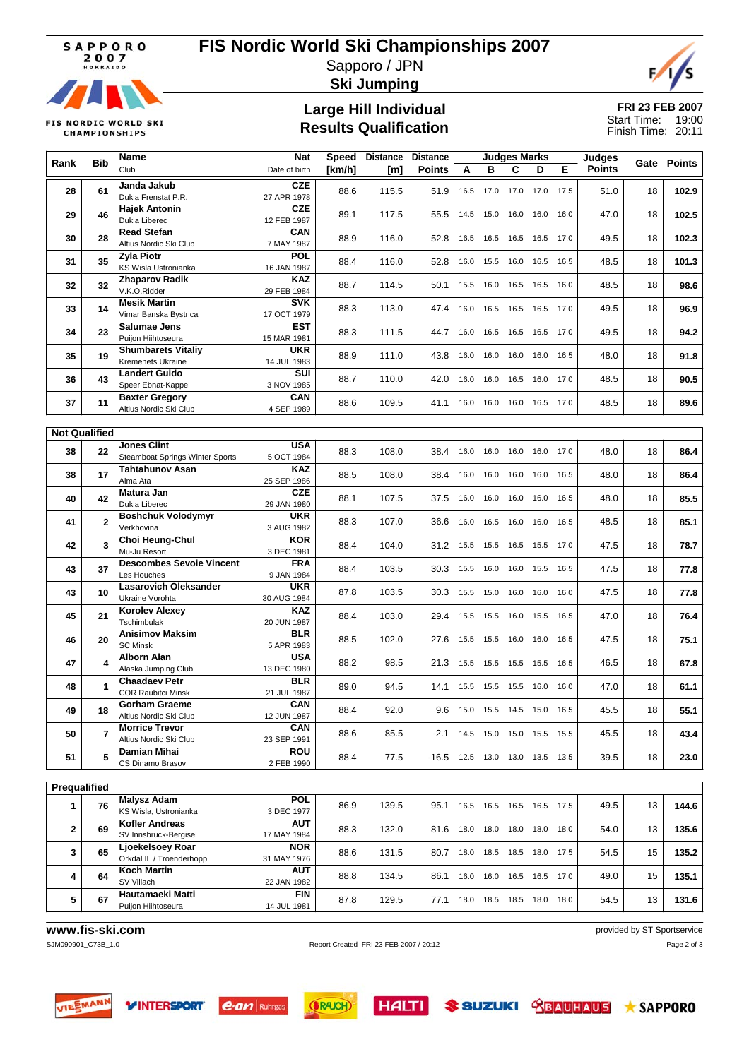# FIS Nordic World Ski Championships 2007

Sapporo / JPN

**Ski Jumping**

## Large Hill Individual
## Results Qualification

**FRI 23 FEB 2007**
Start Time: 19:00
Finish Time: 20:11

| Rank | Bib | Name / Club | Nat / Date of birth | Speed [km/h] | Distance [m] | Distance Points | A | B | C | D | E | Judges Points | Gate | Points |
|---|---|---|---|---|---|---|---|---|---|---|---|---|---|---|
| 28 | 61 | **Janda Jakub** Dukla Frenstat P.R. | **CZE** 27 APR 1978 | 88.6 | 115.5 | 51.9 | 16.5 | 17.0 | 17.0 | 17.0 | 17.5 | 51.0 | 18 | **102.9** |
| 29 | 46 | **Hajek Antonin** Dukla Liberec | **CZE** 12 FEB 1987 | 89.1 | 117.5 | 55.5 | 14.5 | 15.0 | 16.0 | 16.0 | 16.0 | 47.0 | 18 | **102.5** |
| 30 | 28 | **Read Stefan** Altius Nordic Ski Club | **CAN** 7 MAY 1987 | 88.9 | 116.0 | 52.8 | 16.5 | 16.5 | 16.5 | 16.5 | 17.0 | 49.5 | 18 | **102.3** |
| 31 | 35 | **Zyla Piotr** KS Wisla Ustronianka | **POL** 16 JAN 1987 | 88.4 | 116.0 | 52.8 | 16.0 | 15.5 | 16.0 | 16.5 | 16.5 | 48.5 | 18 | **101.3** |
| 32 | 32 | **Zhaparov Radik** V.K.O.Ridder | **KAZ** 29 FEB 1984 | 88.7 | 114.5 | 50.1 | 15.5 | 16.0 | 16.5 | 16.5 | 16.0 | 48.5 | 18 | **98.6** |
| 33 | 14 | **Mesik Martin** Vimar Banska Bystrica | **SVK** 17 OCT 1979 | 88.3 | 113.0 | 47.4 | 16.0 | 16.5 | 16.5 | 16.5 | 17.0 | 49.5 | 18 | **96.9** |
| 34 | 23 | **Salumae Jens** Puijon Hiihtoseura | **EST** 15 MAR 1981 | 88.3 | 111.5 | 44.7 | 16.0 | 16.5 | 16.5 | 16.5 | 17.0 | 49.5 | 18 | **94.2** |
| 35 | 19 | **Shumbarets Vitaliy** Kremenets Ukraine | **UKR** 14 JUL 1983 | 88.9 | 111.0 | 43.8 | 16.0 | 16.0 | 16.0 | 16.0 | 16.5 | 48.0 | 18 | **91.8** |
| 36 | 43 | **Landert Guido** Speer Ebnat-Kappel | **SUI** 3 NOV 1985 | 88.7 | 110.0 | 42.0 | 16.0 | 16.0 | 16.5 | 16.0 | 17.0 | 48.5 | 18 | **90.5** |
| 37 | 11 | **Baxter Gregory** Altius Nordic Ski Club | **CAN** 4 SEP 1989 | 88.6 | 109.5 | 41.1 | 16.0 | 16.0 | 16.0 | 16.5 | 17.0 | 48.5 | 18 | **89.6** |
| **Not Qualified** | | | | | | | | | | | | | | |
| 38 | 22 | **Jones Clint** Steamboat Springs Winter Sports | **USA** 5 OCT 1984 | 88.3 | 108.0 | 38.4 | 16.0 | 16.0 | 16.0 | 16.0 | 17.0 | 48.0 | 18 | **86.4** |
| 38 | 17 | **Tahtahunov Asan** Alma Ata | **KAZ** 25 SEP 1986 | 88.5 | 108.0 | 38.4 | 16.0 | 16.0 | 16.0 | 16.0 | 16.5 | 48.0 | 18 | **86.4** |
| 40 | 42 | **Matura Jan** Dukla Liberec | **CZE** 29 JAN 1980 | 88.1 | 107.5 | 37.5 | 16.0 | 16.0 | 16.0 | 16.0 | 16.5 | 48.0 | 18 | **85.5** |
| 41 | 2 | **Boshchuk Volodymyr** Verkhovina | **UKR** 3 AUG 1982 | 88.3 | 107.0 | 36.6 | 16.0 | 16.5 | 16.0 | 16.0 | 16.5 | 48.5 | 18 | **85.1** |
| 42 | 3 | **Choi Heung-Chul** Mu-Ju Resort | **KOR** 3 DEC 1981 | 88.4 | 104.0 | 31.2 | 15.5 | 15.5 | 16.5 | 15.5 | 17.0 | 47.5 | 18 | **78.7** |
| 43 | 37 | **Descombes Sevoie Vincent** Les Houches | **FRA** 9 JAN 1984 | 88.4 | 103.5 | 30.3 | 15.5 | 16.0 | 16.0 | 15.5 | 16.5 | 47.5 | 18 | **77.8** |
| 43 | 10 | **Lasarovich Oleksander** Ukraine Vorohta | **UKR** 30 AUG 1984 | 87.8 | 103.5 | 30.3 | 15.5 | 15.0 | 16.0 | 16.0 | 16.0 | 47.5 | 18 | **77.8** |
| 45 | 21 | **Korolev Alexey** Tschimbulak | **KAZ** 20 JUN 1987 | 88.4 | 103.0 | 29.4 | 15.5 | 15.5 | 16.0 | 15.5 | 16.5 | 47.0 | 18 | **76.4** |
| 46 | 20 | **Anisimov Maksim** SC Minsk | **BLR** 5 APR 1983 | 88.5 | 102.0 | 27.6 | 15.5 | 15.5 | 16.0 | 16.0 | 16.5 | 47.5 | 18 | **75.1** |
| 47 | 4 | **Alborn Alan** Alaska Jumping Club | **USA** 13 DEC 1980 | 88.2 | 98.5 | 21.3 | 15.5 | 15.5 | 15.5 | 15.5 | 16.5 | 46.5 | 18 | **67.8** |
| 48 | 1 | **Chaadaev Petr** COR Raubitci Minsk | **BLR** 21 JUL 1987 | 89.0 | 94.5 | 14.1 | 15.5 | 15.5 | 15.5 | 16.0 | 16.0 | 47.0 | 18 | **61.1** |
| 49 | 18 | **Gorham Graeme** Altius Nordic Ski Club | **CAN** 12 JUN 1987 | 88.4 | 92.0 | 9.6 | 15.0 | 15.5 | 14.5 | 15.0 | 16.5 | 45.5 | 18 | **55.1** |
| 50 | 7 | **Morrice Trevor** Altius Nordic Ski Club | **CAN** 23 SEP 1991 | 88.6 | 85.5 | -2.1 | 14.5 | 15.0 | 15.0 | 15.5 | 15.5 | 45.5 | 18 | **43.4** |
| 51 | 5 | **Damian Mihai** CS Dinamo Brasov | **ROU** 2 FEB 1990 | 88.4 | 77.5 | -16.5 | 12.5 | 13.0 | 13.0 | 13.5 | 13.5 | 39.5 | 18 | **23.0** |
| **Prequalified** | | | | | | | | | | | | | | |
| 1 | 76 | **Malysz Adam** KS Wisla, Ustronianka | **POL** 3 DEC 1977 | 86.9 | 139.5 | 95.1 | 16.5 | 16.5 | 16.5 | 16.5 | 17.5 | 49.5 | 13 | **144.6** |
| 2 | 69 | **Kofler Andreas** SV Innsbruck-Bergisel | **AUT** 17 MAY 1984 | 88.3 | 132.0 | 81.6 | 18.0 | 18.0 | 18.0 | 18.0 | 18.0 | 54.0 | 13 | **135.6** |
| 3 | 65 | **Ljoekelsoey Roar** Orkdal IL / Troenderhopp | **NOR** 31 MAY 1976 | 88.6 | 131.5 | 80.7 | 18.0 | 18.5 | 18.5 | 18.0 | 17.5 | 54.5 | 15 | **135.2** |
| 4 | 64 | **Koch Martin** SV Villach | **AUT** 22 JAN 1982 | 88.8 | 134.5 | 86.1 | 16.0 | 16.0 | 16.5 | 16.5 | 17.0 | 49.0 | 15 | **135.1** |
| 5 | 67 | **Hautamaeki Matti** Puijon Hiihtoseura | **FIN** 14 JUL 1981 | 87.8 | 129.5 | 77.1 | 18.0 | 18.5 | 18.5 | 18.0 | 18.0 | 54.5 | 13 | **131.6** |

**www.fis-ski.com** — provided by ST Sportservice

SJM090901_C73B_1.0 — Report Created FRI 23 FEB 2007 / 20:12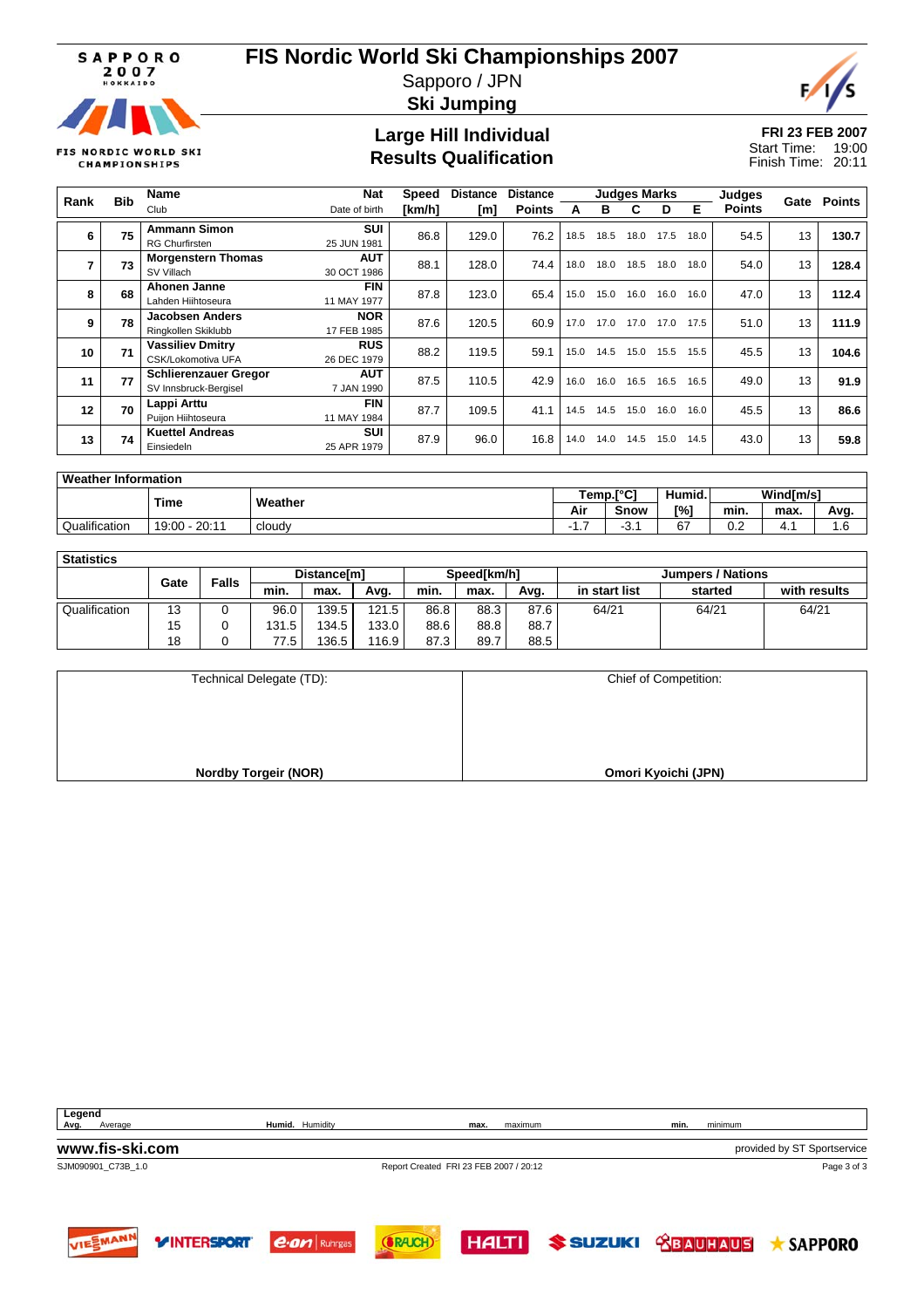# FIS Nordic World Ski Championships 2007

Sapporo / JPN

**Ski Jumping**

## Large Hill Individual
## Results Qualification

**FRI 23 FEB 2007**
Start Time: 19:00
Finish Time: 20:11

| Rank | Bib | Name / Club | Nat / Date of birth | Speed [km/h] | Distance [m] | Distance Points | A | B | C | D | E | Judges Points | Gate | Points |
|---|---|---|---|---|---|---|---|---|---|---|---|---|---|---|
| 6 | 75 | **Ammann Simon** RG Churfirsten | SUI 25 JUN 1981 | 86.8 | 129.0 | 76.2 | 18.5 | 18.5 | 18.0 | 17.5 | 18.0 | 54.5 | 13 | **130.7** |
| 7 | 73 | **Morgenstern Thomas** SV Villach | AUT 30 OCT 1986 | 88.1 | 128.0 | 74.4 | 18.0 | 18.0 | 18.5 | 18.0 | 18.0 | 54.0 | 13 | **128.4** |
| 8 | 68 | **Ahonen Janne** Lahden Hiihtoseura | FIN 11 MAY 1977 | 87.8 | 123.0 | 65.4 | 15.0 | 15.0 | 16.0 | 16.0 | 16.0 | 47.0 | 13 | **112.4** |
| 9 | 78 | **Jacobsen Anders** Ringkollen Skiklubb | NOR 17 FEB 1985 | 87.6 | 120.5 | 60.9 | 17.0 | 17.0 | 17.0 | 17.0 | 17.5 | 51.0 | 13 | **111.9** |
| 10 | 71 | **Vassiliev Dmitry** CSK/Lokomotiva UFA | RUS 26 DEC 1979 | 88.2 | 119.5 | 59.1 | 15.0 | 14.5 | 15.0 | 15.5 | 15.5 | 45.5 | 13 | **104.6** |
| 11 | 77 | **Schlierenzauer Gregor** SV Innsbruck-Bergisel | AUT 7 JAN 1990 | 87.5 | 110.5 | 42.9 | 16.0 | 16.0 | 16.5 | 16.5 | 16.5 | 49.0 | 13 | **91.9** |
| 12 | 70 | **Lappi Arttu** Puijon Hiihtoseura | FIN 11 MAY 1984 | 87.7 | 109.5 | 41.1 | 14.5 | 14.5 | 15.0 | 16.0 | 16.0 | 45.5 | 13 | **86.6** |
| 13 | 74 | **Kuettel Andreas** Einsiedeln | SUI 25 APR 1979 | 87.9 | 96.0 | 16.8 | 14.0 | 14.0 | 14.5 | 15.0 | 14.5 | 43.0 | 13 | **59.8** |

**Weather Information**

| | Time | Weather | Temp.[°C] Air | Snow | Humid. [%] | Wind[m/s] min. | max. | Avg. |
|---|---|---|---|---|---|---|---|---|
| Qualification | 19:00 - 20:11 | cloudy | -1.7 | -3.1 | 67 | 0.2 | 4.1 | 1.6 |

**Statistics**

| | Gate | Falls | Distance[m] min. | max. | Avg. | Speed[km/h] min. | max. | Avg. | Jumpers / Nations in start list | started | with results |
|---|---|---|---|---|---|---|---|---|---|---|---|
| Qualification | 13 | 0 | 96.0 | 139.5 | 121.5 | 86.8 | 88.3 | 87.6 | 64/21 | 64/21 | 64/21 |
| | 15 | 0 | 131.5 | 134.5 | 133.0 | 88.6 | 88.8 | 88.7 | | | |
| | 18 | 0 | 77.5 | 136.5 | 116.9 | 87.3 | 89.7 | 88.5 | | | |

| Technical Delegate (TD): | Chief of Competition: |
|---|---|
| **Nordby Torgeir (NOR)** | **Omori Kyoichi (JPN)** |

**Legend**
**Avg.** Average **Humid.** Humidity **max.** maximum **min.** minimum

**www.fis-ski.com** provided by ST Sportservice

SJM090901_C73B_1.0 Report Created FRI 23 FEB 2007 / 20:12